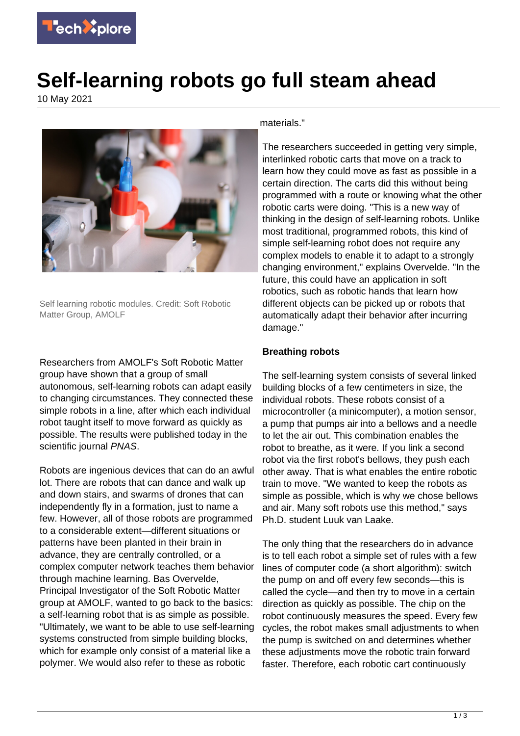# Self-learning robots go full steam ahead

10 May 2021

Self learning robotic modules. Credit: Soft Robotic Matter Group, AMOLF

Researchers from AMOLF's Soft Robotic Matter group have shown that a group of small autonomous, self-learning robots can adapt easily to changing circumstances. They connected these simple robots in a line, after which each individual robot taught itself to move forward as quickly as possible. The results were published today in the scientific journal *PNAS*.

Robots are ingenious devices that can do an awful lot. There are robots that can dance and walk up and down stairs, and swarms of drones that can independently fly in a formation, just to name a few. However, all of those robots are programmed to a considerable extent—different situations or patterns have been planted in their brain in advance, they are centrally controlled, or a complex computer network teaches them behavior through machine learning. Bas Overvelde, Principal Investigator of the Soft Robotic Matter group at AMOLF, wanted to go back to the basics: a self-learning robot that is as simple as possible. "Ultimately, we want to be able to use self-learning systems constructed from simple building blocks, which for example only consist of a material like a polymer. We would also refer to these as robotic materials."

The researchers succeeded in getting very simple, interlinked robotic carts that move on a track to learn how they could move as fast as possible in a certain direction. The carts did this without being programmed with a route or knowing what the other robotic carts were doing. "This is a new way of thinking in the design of self-learning robots. Unlike most traditional, programmed robots, this kind of simple self-learning robot does not require any complex models to enable it to adapt to a strongly changing environment," explains Overvelde. "In the future, this could have an application in soft robotics, such as robotic hands that learn how different objects can be picked up or robots that automatically adapt their behavior after incurring damage."

**Breathing robots**

The self-learning system consists of several linked building blocks of a few centimeters in size, the individual robots. These robots consist of a microcontroller (a minicomputer), a motion sensor, a pump that pumps air into a bellows and a needle to let the air out. This combination enables the robot to breathe, as it were. If you link a second robot via the first robot's bellows, they push each other away. That is what enables the entire robotic train to move. "We wanted to keep the robots as simple as possible, which is why we chose bellows and air. Many soft robots use this method," says Ph.D. student Luuk van Laake.

The only thing that the researchers do in advance is to tell each robot a simple set of rules with a few lines of computer code (a short algorithm): switch the pump on and off every few seconds—this is called the cycle—and then try to move in a certain direction as quickly as possible. The chip on the robot continuously measures the speed. Every few cycles, the robot makes small adjustments to when the pump is switched on and determines whether these adjustments move the robotic train forward faster. Therefore, each robotic cart continuously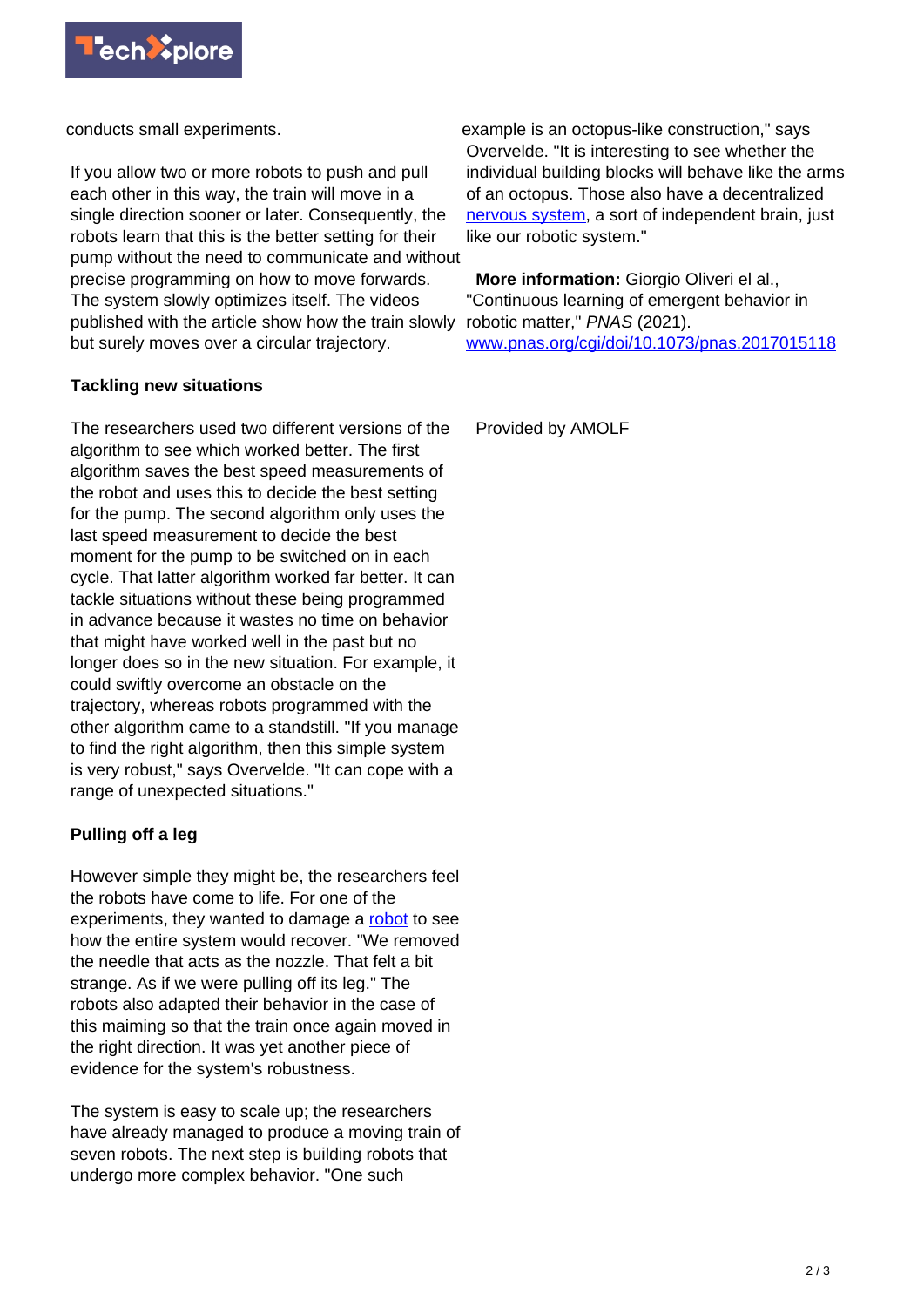conducts small experiments.

If you allow two or more robots to push and pull each other in this way, the train will move in a single direction sooner or later. Consequently, the robots learn that this is the better setting for their pump without the need to communicate and without precise programming on how to move forwards. The system slowly optimizes itself. The videos published with the article show how the train slowly but surely moves over a circular trajectory.

### Tackling new situations

The researchers used two different versions of the algorithm to see which worked better. The first algorithm saves the best speed measurements of the robot and uses this to decide the best setting for the pump. The second algorithm only uses the last speed measurement to decide the best moment for the pump to be switched on in each cycle. That latter algorithm worked far better. It can tackle situations without these being programmed in advance because it wastes no time on behavior that might have worked well in the past but no longer does so in the new situation. For example, it could swiftly overcome an obstacle on the trajectory, whereas robots programmed with the other algorithm came to a standstill. "If you manage to find the right algorithm, then this simple system is very robust," says Overvelde. "It can cope with a range of unexpected situations."

### Pulling off a leg

However simple they might be, the researchers feel the robots have come to life. For one of the experiments, they wanted to damage a robot to see how the entire system would recover. "We removed the needle that acts as the nozzle. That felt a bit strange. As if we were pulling off its leg." The robots also adapted their behavior in the case of this maiming so that the train once again moved in the right direction. It was yet another piece of evidence for the system's robustness.

The system is easy to scale up; the researchers have already managed to produce a moving train of seven robots. The next step is building robots that undergo more complex behavior. "One such example is an octopus-like construction," says Overvelde. "It is interesting to see whether the individual building blocks will behave like the arms of an octopus. Those also have a decentralized nervous system, a sort of independent brain, just like our robotic system."

**More information:** Giorgio Oliveri el al., "Continuous learning of emergent behavior in robotic matter," *PNAS* (2021). www.pnas.org/cgi/doi/10.1073/pnas.2017015118

Provided by AMOLF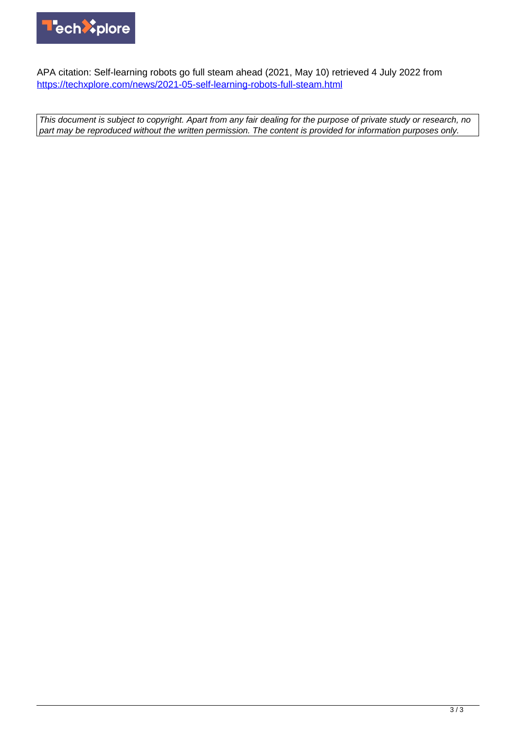APA citation: Self-learning robots go full steam ahead (2021, May 10) retrieved 4 July 2022 from https://techxplore.com/news/2021-05-self-learning-robots-full-steam.html

*This document is subject to copyright. Apart from any fair dealing for the purpose of private study or research, no part may be reproduced without the written permission. The content is provided for information purposes only.*